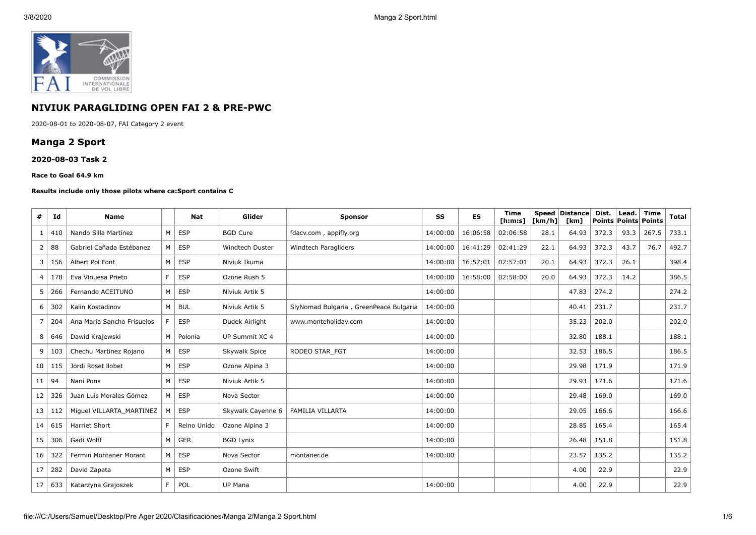## NIVIUK PARAGLIDING OPEN FAI 2 & PRE-PWC

2020-08-01 to 2020-08-07, FAI Category 2 event

# Manga 2 Sport

### 2020-08-03 Task 2

**Race to Goal 64.9 km**

**Results include only those pilots where ca:Sport contains C**

| # | Id | Name | | Nat | Glider | Sponsor | SS | ES | Time [h:m:s] | Speed [km/h] | Distance [km] | Dist. Points | Lead. Points | Time Points | Total |
|---|---|---|---|---|---|---|---|---|---|---|---|---|---|---|---|
| 1 | 410 | Nando Silla Martínez | M | ESP | BGD Cure | fdacv.com , appifly.org | 14:00:00 | 16:06:58 | 02:06:58 | 28.1 | 64.93 | 372.3 | 93.3 | 267.5 | 733.1 |
| 2 | 88 | Gabriel Cañada Estébanez | M | ESP | Windtech Duster | Windtech Paragliders | 14:00:00 | 16:41:29 | 02:41:29 | 22.1 | 64.93 | 372.3 | 43.7 | 76.7 | 492.7 |
| 3 | 156 | Albert Pol Font | M | ESP | Niviuk Ikuma | | 14:00:00 | 16:57:01 | 02:57:01 | 20.1 | 64.93 | 372.3 | 26.1 | | 398.4 |
| 4 | 178 | Eva Vinuesa Prieto | F | ESP | Ozone Rush 5 | | 14:00:00 | 16:58:00 | 02:58:00 | 20.0 | 64.93 | 372.3 | 14.2 | | 386.5 |
| 5 | 266 | Fernando ACEITUNO | M | ESP | Niviuk Artik 5 | | 14:00:00 | | | | 47.83 | 274.2 | | | 274.2 |
| 6 | 302 | Kalin Kostadinov | M | BUL | Niviuk Artik 5 | SlyNomad Bulgaria , GreenPeace Bulgaria | 14:00:00 | | | | 40.41 | 231.7 | | | 231.7 |
| 7 | 204 | Ana Maria Sancho Frisuelos | F | ESP | Dudek Airlight | www.monteholiday.com | 14:00:00 | | | | 35.23 | 202.0 | | | 202.0 |
| 8 | 646 | Dawid Krajewski | M | Polonia | UP Summit XC 4 | | 14:00:00 | | | | 32.80 | 188.1 | | | 188.1 |
| 9 | 103 | Chechu Martinez Rojano | M | ESP | Skywalk Spice | RODEO STAR_FGT | 14:00:00 | | | | 32.53 | 186.5 | | | 186.5 |
| 10 | 115 | Jordi Roset llobet | M | ESP | Ozone Alpina 3 | | 14:00:00 | | | | 29.98 | 171.9 | | | 171.9 |
| 11 | 94 | Nani Pons | M | ESP | Niviuk Artik 5 | | 14:00:00 | | | | 29.93 | 171.6 | | | 171.6 |
| 12 | 326 | Juan Luis Morales Gómez | M | ESP | Nova Sector | | 14:00:00 | | | | 29.48 | 169.0 | | | 169.0 |
| 13 | 112 | Miguel VILLARTA_MARTINEZ | M | ESP | Skywalk Cayenne 6 | FAMILIA VILLARTA | 14:00:00 | | | | 29.05 | 166.6 | | | 166.6 |
| 14 | 615 | Harriet Short | F | Reino Unido | Ozone Alpina 3 | | 14:00:00 | | | | 28.85 | 165.4 | | | 165.4 |
| 15 | 306 | Gadi Wolff | M | GER | BGD Lynix | | 14:00:00 | | | | 26.48 | 151.8 | | | 151.8 |
| 16 | 322 | Fermin Montaner Morant | M | ESP | Nova Sector | montaner.de | 14:00:00 | | | | 23.57 | 135.2 | | | 135.2 |
| 17 | 282 | David Zapata | M | ESP | Ozone Swift | | | | | | 4.00 | 22.9 | | | 22.9 |
| 17 | 633 | Katarzyna Grajoszek | F | POL | UP Mana | | 14:00:00 | | | | 4.00 | 22.9 | | | 22.9 |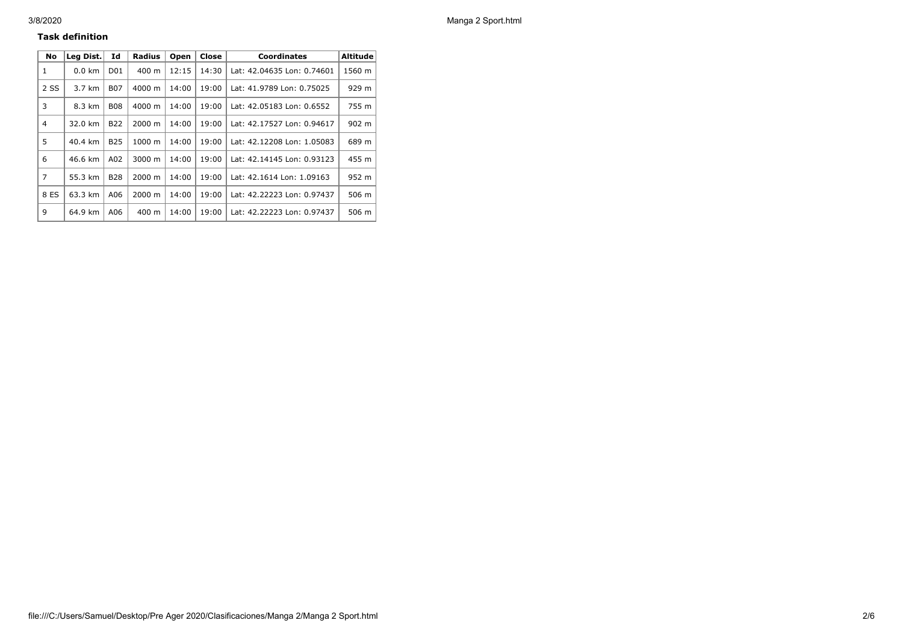**Task definition**

| No | Leg Dist. | Id | Radius | Open | Close | Coordinates | Altitude |
|---|---|---|---|---|---|---|---|
| 1 | 0.0 km | D01 | 400 m | 12:15 | 14:30 | Lat: 42.04635 Lon: 0.74601 | 1560 m |
| 2 SS | 3.7 km | B07 | 4000 m | 14:00 | 19:00 | Lat: 41.9789 Lon: 0.75025 | 929 m |
| 3 | 8.3 km | B08 | 4000 m | 14:00 | 19:00 | Lat: 42.05183 Lon: 0.6552 | 755 m |
| 4 | 32.0 km | B22 | 2000 m | 14:00 | 19:00 | Lat: 42.17527 Lon: 0.94617 | 902 m |
| 5 | 40.4 km | B25 | 1000 m | 14:00 | 19:00 | Lat: 42.12208 Lon: 1.05083 | 689 m |
| 6 | 46.6 km | A02 | 3000 m | 14:00 | 19:00 | Lat: 42.14145 Lon: 0.93123 | 455 m |
| 7 | 55.3 km | B28 | 2000 m | 14:00 | 19:00 | Lat: 42.1614 Lon: 1.09163 | 952 m |
| 8 ES | 63.3 km | A06 | 2000 m | 14:00 | 19:00 | Lat: 42.22223 Lon: 0.97437 | 506 m |
| 9 | 64.9 km | A06 | 400 m | 14:00 | 19:00 | Lat: 42.22223 Lon: 0.97437 | 506 m |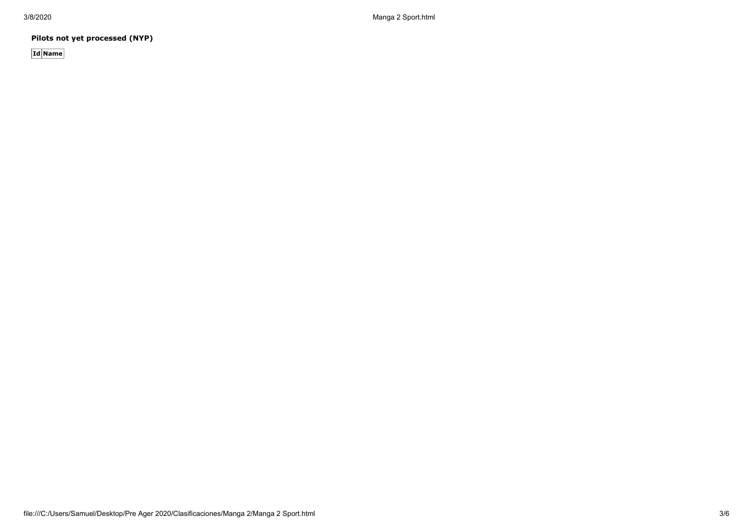**Pilots not yet processed (NYP)**

| Id | Name |
| --- | --- |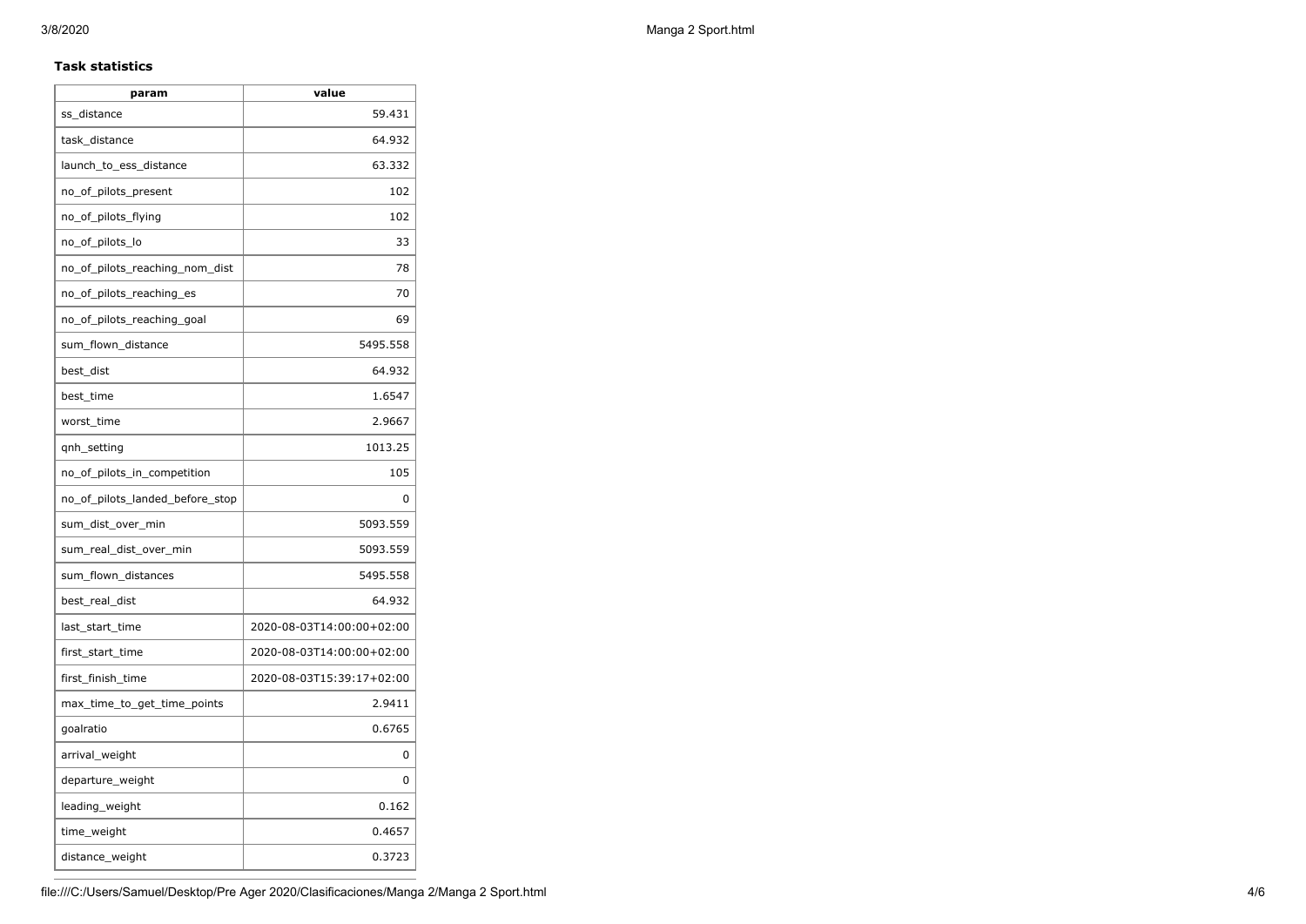### Task statistics

| param | value |
|---|---|
| ss_distance | 59.431 |
| task_distance | 64.932 |
| launch_to_ess_distance | 63.332 |
| no_of_pilots_present | 102 |
| no_of_pilots_flying | 102 |
| no_of_pilots_lo | 33 |
| no_of_pilots_reaching_nom_dist | 78 |
| no_of_pilots_reaching_es | 70 |
| no_of_pilots_reaching_goal | 69 |
| sum_flown_distance | 5495.558 |
| best_dist | 64.932 |
| best_time | 1.6547 |
| worst_time | 2.9667 |
| qnh_setting | 1013.25 |
| no_of_pilots_in_competition | 105 |
| no_of_pilots_landed_before_stop | 0 |
| sum_dist_over_min | 5093.559 |
| sum_real_dist_over_min | 5093.559 |
| sum_flown_distances | 5495.558 |
| best_real_dist | 64.932 |
| last_start_time | 2020-08-03T14:00:00+02:00 |
| first_start_time | 2020-08-03T14:00:00+02:00 |
| first_finish_time | 2020-08-03T15:39:17+02:00 |
| max_time_to_get_time_points | 2.9411 |
| goalratio | 0.6765 |
| arrival_weight | 0 |
| departure_weight | 0 |
| leading_weight | 0.162 |
| time_weight | 0.4657 |
| distance_weight | 0.3723 |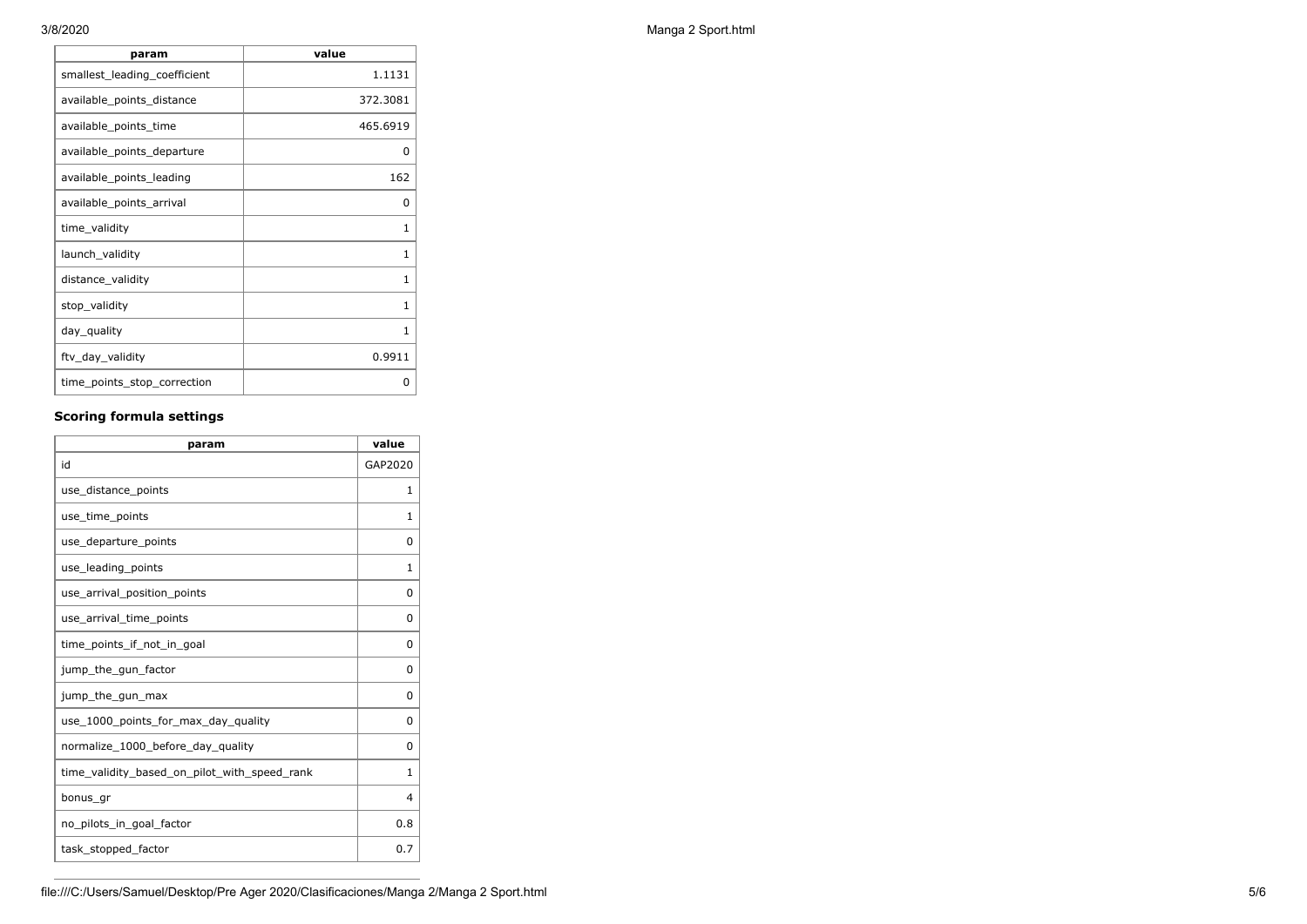| param | value |
|---|---|
| smallest_leading_coefficient | 1.1131 |
| available_points_distance | 372.3081 |
| available_points_time | 465.6919 |
| available_points_departure | 0 |
| available_points_leading | 162 |
| available_points_arrival | 0 |
| time_validity | 1 |
| launch_validity | 1 |
| distance_validity | 1 |
| stop_validity | 1 |
| day_quality | 1 |
| ftv_day_validity | 0.9911 |
| time_points_stop_correction | 0 |

### Scoring formula settings

| param | value |
|---|---|
| id | GAP2020 |
| use_distance_points | 1 |
| use_time_points | 1 |
| use_departure_points | 0 |
| use_leading_points | 1 |
| use_arrival_position_points | 0 |
| use_arrival_time_points | 0 |
| time_points_if_not_in_goal | 0 |
| jump_the_gun_factor | 0 |
| jump_the_gun_max | 0 |
| use_1000_points_for_max_day_quality | 0 |
| normalize_1000_before_day_quality | 0 |
| time_validity_based_on_pilot_with_speed_rank | 1 |
| bonus_gr | 4 |
| no_pilots_in_goal_factor | 0.8 |
| task_stopped_factor | 0.7 |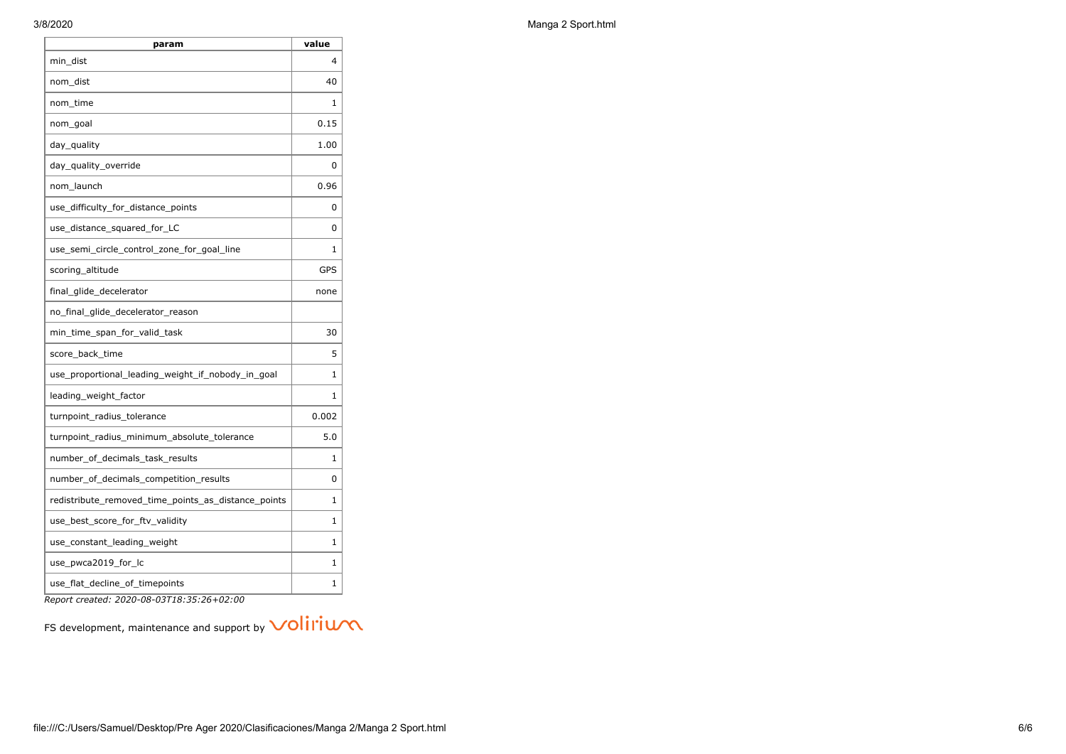| param | value |
|---|---|
| min_dist | 4 |
| nom_dist | 40 |
| nom_time | 1 |
| nom_goal | 0.15 |
| day_quality | 1.00 |
| day_quality_override | 0 |
| nom_launch | 0.96 |
| use_difficulty_for_distance_points | 0 |
| use_distance_squared_for_LC | 0 |
| use_semi_circle_control_zone_for_goal_line | 1 |
| scoring_altitude | GPS |
| final_glide_decelerator | none |
| no_final_glide_decelerator_reason | |
| min_time_span_for_valid_task | 30 |
| score_back_time | 5 |
| use_proportional_leading_weight_if_nobody_in_goal | 1 |
| leading_weight_factor | 1 |
| turnpoint_radius_tolerance | 0.002 |
| turnpoint_radius_minimum_absolute_tolerance | 5.0 |
| number_of_decimals_task_results | 1 |
| number_of_decimals_competition_results | 0 |
| redistribute_removed_time_points_as_distance_points | 1 |
| use_best_score_for_ftv_validity | 1 |
| use_constant_leading_weight | 1 |
| use_pwca2019_for_lc | 1 |
| use_flat_decline_of_timepoints | 1 |

*Report created: 2020-08-03T18:35:26+02:00*

FS development, maintenance and support by volirium